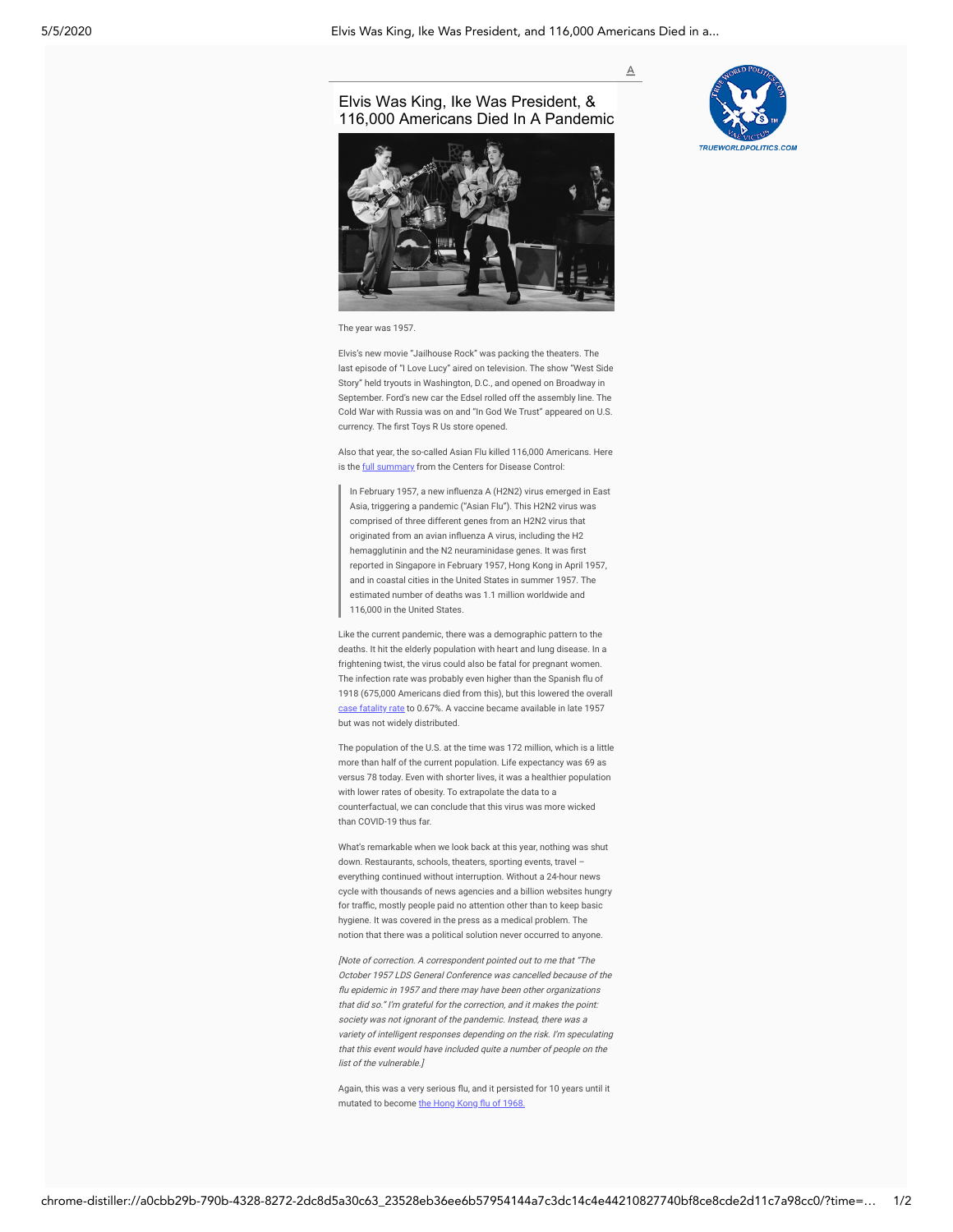# Elvis Was King, Ike Was President, & 116,000 Americans Died In A Pandemic

The year was 1957.

Elvis's new movie "Jailhouse Rock" was packing the theaters. The last episode of "I Love Lucy" aired on television. The show "West Side Story" held tryouts in Washington, D.C., and opened on Broadway in September. Ford's new car the Edsel rolled off the assembly line. The Cold War with Russia was on and "In God We Trust" appeared on U.S. currency. The first Toys R Us store opened.

Also that year, the so-called Asian Flu killed 116,000 Americans. Here is the full summary from the Centers for Disease Control:

> In February 1957, a new influenza A (H2N2) virus emerged in East Asia, triggering a pandemic ("Asian Flu"). This H2N2 virus was comprised of three different genes from an H2N2 virus that originated from an avian influenza A virus, including the H2 hemagglutinin and the N2 neuraminidase genes. It was first reported in Singapore in February 1957, Hong Kong in April 1957, and in coastal cities in the United States in summer 1957. The estimated number of deaths was 1.1 million worldwide and 116,000 in the United States.

Like the current pandemic, there was a demographic pattern to the deaths. It hit the elderly population with heart and lung disease. In a frightening twist, the virus could also be fatal for pregnant women. The infection rate was probably even higher than the Spanish flu of 1918 (675,000 Americans died from this), but this lowered the overall case fatality rate to 0.67%. A vaccine became available in late 1957 but was not widely distributed.

The population of the U.S. at the time was 172 million, which is a little more than half of the current population. Life expectancy was 69 as versus 78 today. Even with shorter lives, it was a healthier population with lower rates of obesity. To extrapolate the data to a counterfactual, we can conclude that this virus was more wicked than COVID-19 thus far.

What's remarkable when we look back at this year, nothing was shut down. Restaurants, schools, theaters, sporting events, travel – everything continued without interruption. Without a 24-hour news cycle with thousands of news agencies and a billion websites hungry for traffic, mostly people paid no attention other than to keep basic hygiene. It was covered in the press as a medical problem. The notion that there was a political solution never occurred to anyone.

*[Note of correction. A correspondent pointed out to me that "The October 1957 LDS General Conference was cancelled because of the flu epidemic in 1957 and there may have been other organizations that did so." I'm grateful for the correction, and it makes the point: society was not ignorant of the pandemic. Instead, there was a variety of intelligent responses depending on the risk. I'm speculating that this event would have included quite a number of people on the list of the vulnerable.]*

Again, this was a very serious flu, and it persisted for 10 years until it mutated to become the Hong Kong flu of 1968.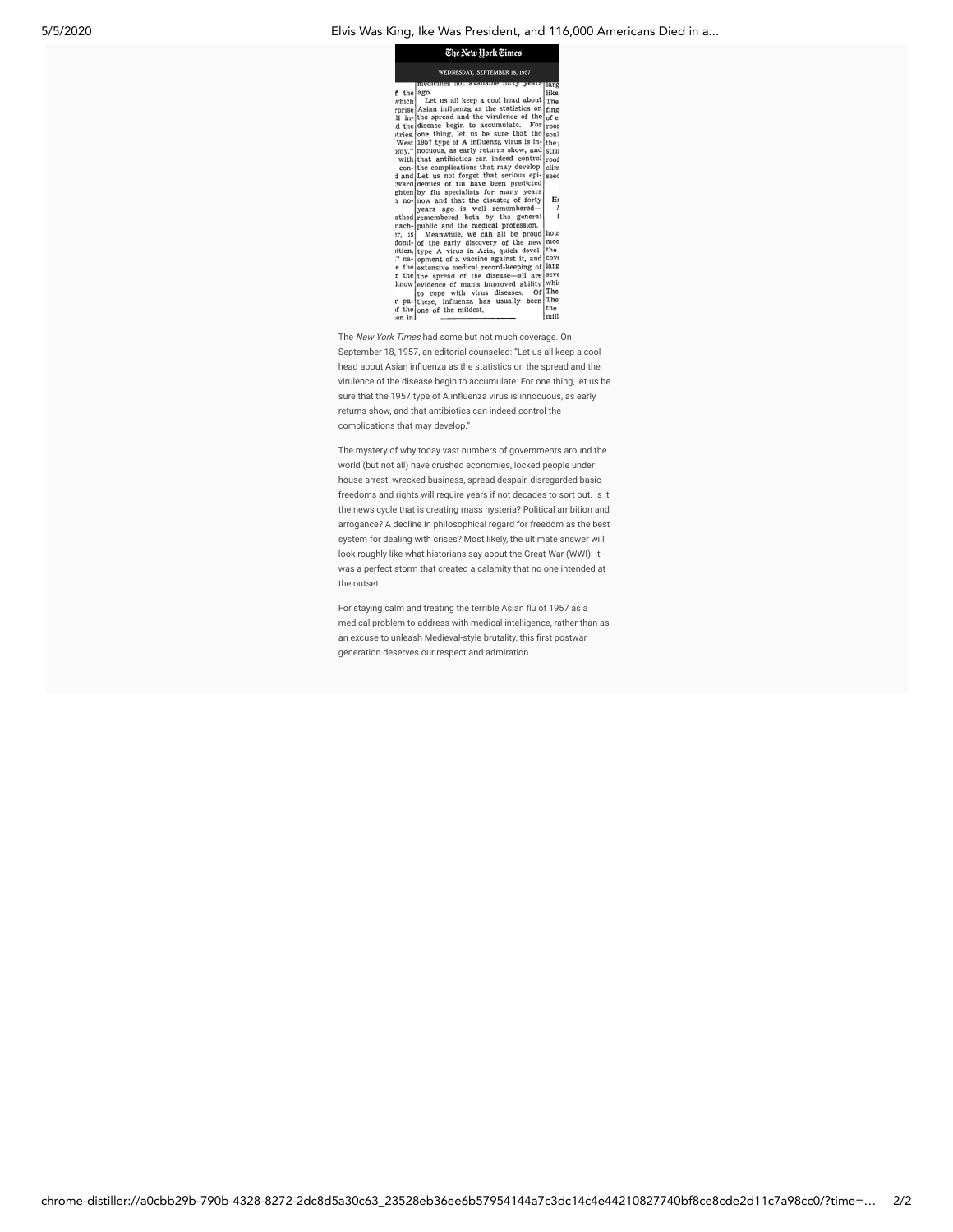The *New York Times* had some but not much coverage. On September 18, 1957, an editorial counseled: "Let us all keep a cool head about Asian influenza as the statistics on the spread and the virulence of the disease begin to accumulate. For one thing, let us be sure that the 1957 type of A influenza virus is innocuous, as early returns show, and that antibiotics can indeed control the complications that may develop."

The mystery of why today vast numbers of governments around the world (but not all) have crushed economies, locked people under house arrest, wrecked business, spread despair, disregarded basic freedoms and rights will require years if not decades to sort out. Is it the news cycle that is creating mass hysteria? Political ambition and arrogance? A decline in philosophical regard for freedom as the best system for dealing with crises? Most likely, the ultimate answer will look roughly like what historians say about the Great War (WWI): it was a perfect storm that created a calamity that no one intended at the outset.

For staying calm and treating the terrible Asian flu of 1957 as a medical problem to address with medical intelligence, rather than as an excuse to unleash Medieval-style brutality, this first postwar generation deserves our respect and admiration.